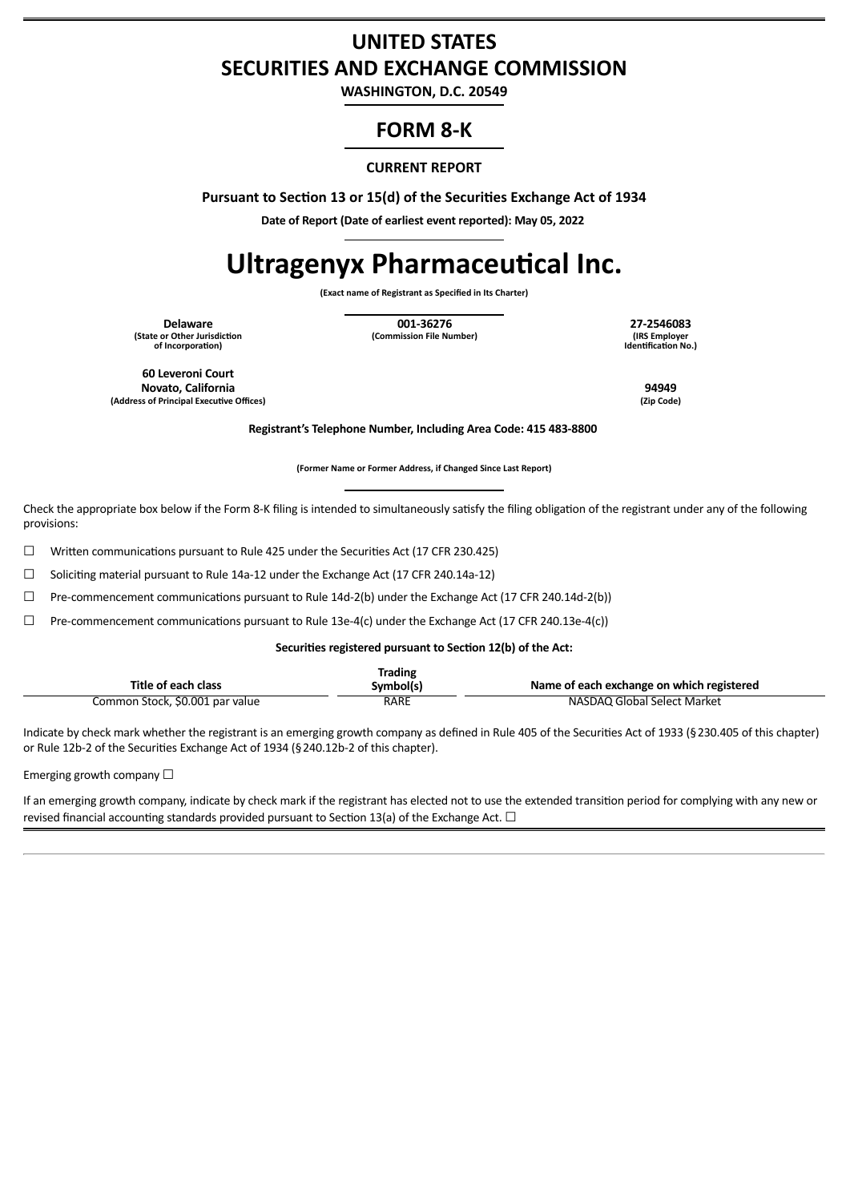# UNITED STATES
# SECURITIES AND EXCHANGE COMMISSION

**WASHINGTON, D.C. 20549**

## FORM 8-K

**CURRENT REPORT**

**Pursuant to Section 13 or 15(d) of the Securities Exchange Act of 1934**

**Date of Report (Date of earliest event reported): May 05, 2022**

# Ultragenyx Pharmaceutical Inc.

**(Exact name of Registrant as Specified in Its Charter)**

| **Delaware** | **001-36276** | **27-2546083** |
|---|---|---|
| **(State or Other Jurisdiction of Incorporation)** | **(Commission File Number)** | **(IRS Employer Identification No.)** |

| | |
|---|---|
| **60 Leveroni Court** **Novato, California** | **94949** |
| **(Address of Principal Executive Offices)** | **(Zip Code)** |

**Registrant's Telephone Number, Including Area Code: 415 483-8800**

**(Former Name or Former Address, if Changed Since Last Report)**

Check the appropriate box below if the Form 8-K filing is intended to simultaneously satisfy the filing obligation of the registrant under any of the following provisions:

☐ Written communications pursuant to Rule 425 under the Securities Act (17 CFR 230.425)

☐ Soliciting material pursuant to Rule 14a-12 under the Exchange Act (17 CFR 240.14a-12)

☐ Pre-commencement communications pursuant to Rule 14d-2(b) under the Exchange Act (17 CFR 240.14d-2(b))

☐ Pre-commencement communications pursuant to Rule 13e-4(c) under the Exchange Act (17 CFR 240.13e-4(c))

**Securities registered pursuant to Section 12(b) of the Act:**

| Title of each class | Trading Symbol(s) | Name of each exchange on which registered |
|---|---|---|
| Common Stock, $0.001 par value | RARE | NASDAQ Global Select Market |

Indicate by check mark whether the registrant is an emerging growth company as defined in Rule 405 of the Securities Act of 1933 (§230.405 of this chapter) or Rule 12b-2 of the Securities Exchange Act of 1934 (§240.12b-2 of this chapter).

Emerging growth company ☐

If an emerging growth company, indicate by check mark if the registrant has elected not to use the extended transition period for complying with any new or revised financial accounting standards provided pursuant to Section 13(a) of the Exchange Act. ☐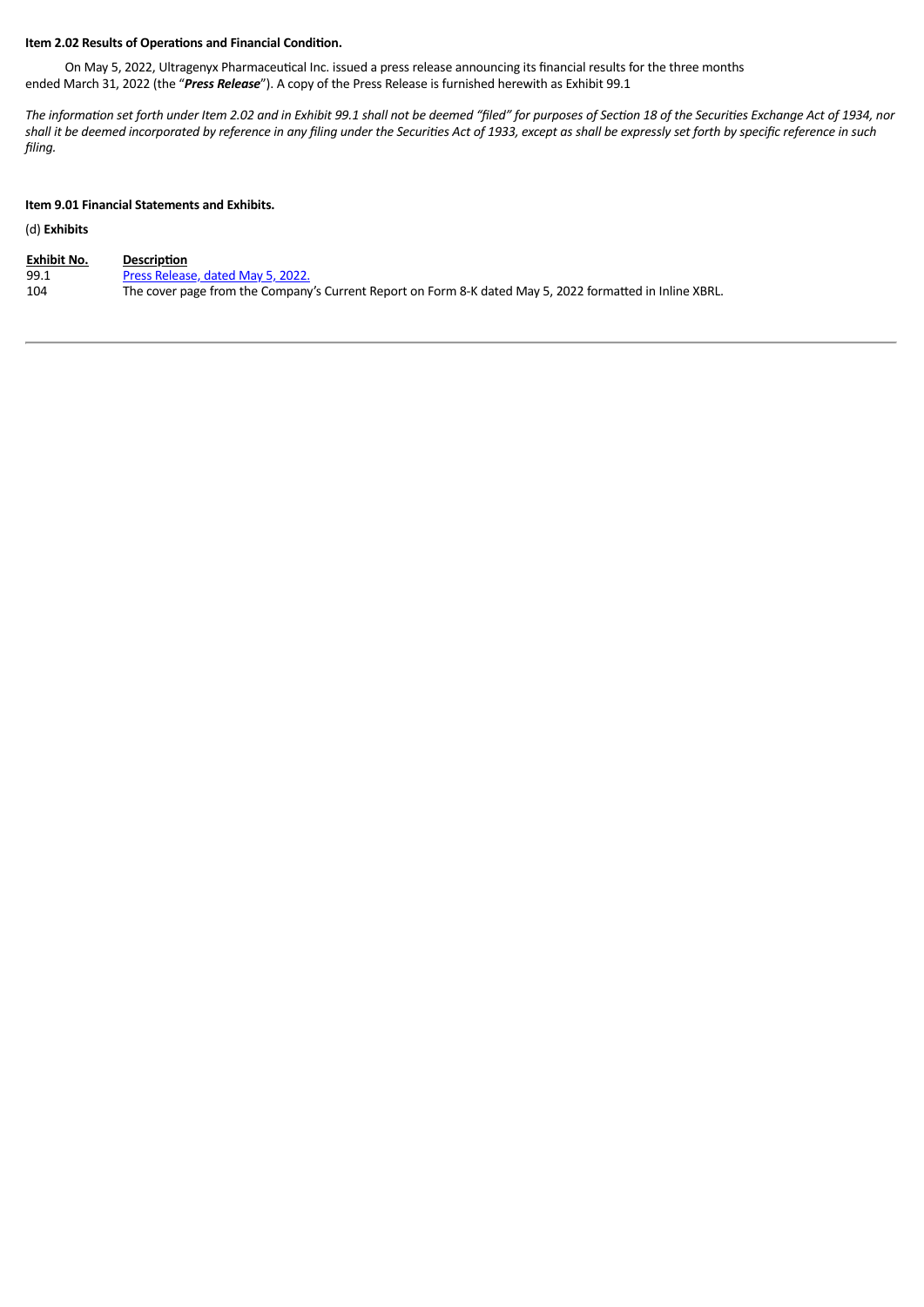**Item 2.02 Results of Operations and Financial Condition.**

On May 5, 2022, Ultragenyx Pharmaceutical Inc. issued a press release announcing its financial results for the three months ended March 31, 2022 (the "***Press Release***"). A copy of the Press Release is furnished herewith as Exhibit 99.1

*The information set forth under Item 2.02 and in Exhibit 99.1 shall not be deemed "filed" for purposes of Section 18 of the Securities Exchange Act of 1934, nor shall it be deemed incorporated by reference in any filing under the Securities Act of 1933, except as shall be expressly set forth by specific reference in such filing.*

**Item 9.01 Financial Statements and Exhibits.**

(d) **Exhibits**

| Exhibit No. | Description |
|---|---|
| 99.1 | Press Release, dated May 5, 2022. |
| 104 | The cover page from the Company's Current Report on Form 8-K dated May 5, 2022 formatted in Inline XBRL. |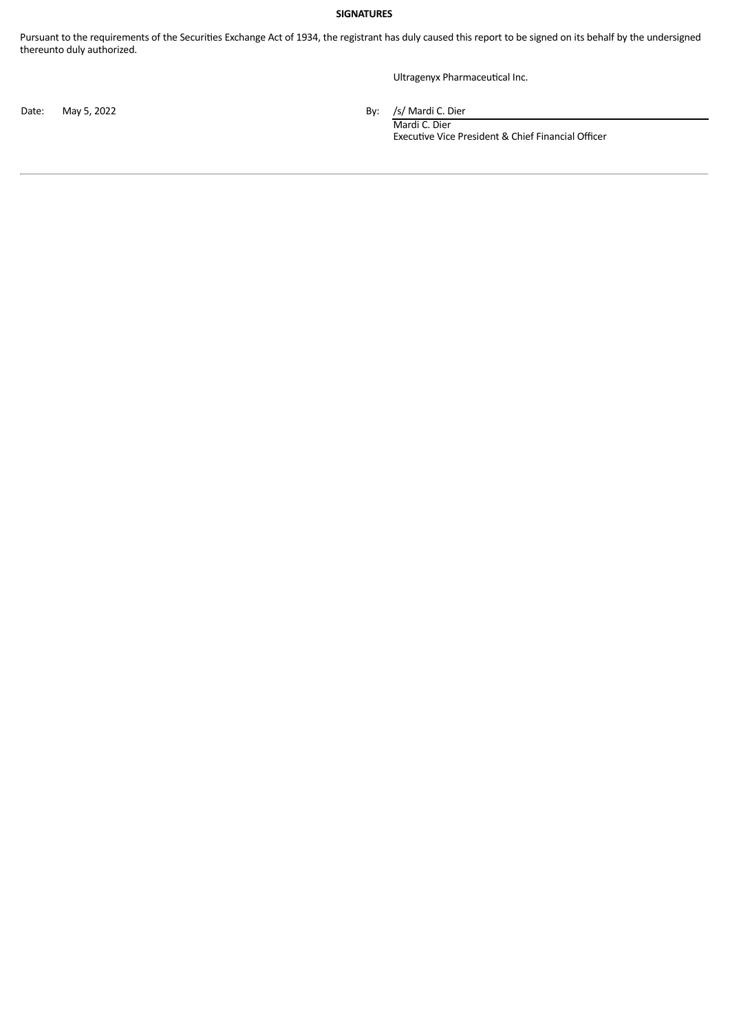**SIGNATURES**

Pursuant to the requirements of the Securities Exchange Act of 1934, the registrant has duly caused this report to be signed on its behalf by the undersigned thereunto duly authorized.

Ultragenyx Pharmaceutical Inc.

| | | | |
|---|---|---|---|
| Date: | May 5, 2022 | By: | /s/ Mardi C. Dier |
| | | | Mardi C. Dier |
| | | | Executive Vice President & Chief Financial Officer |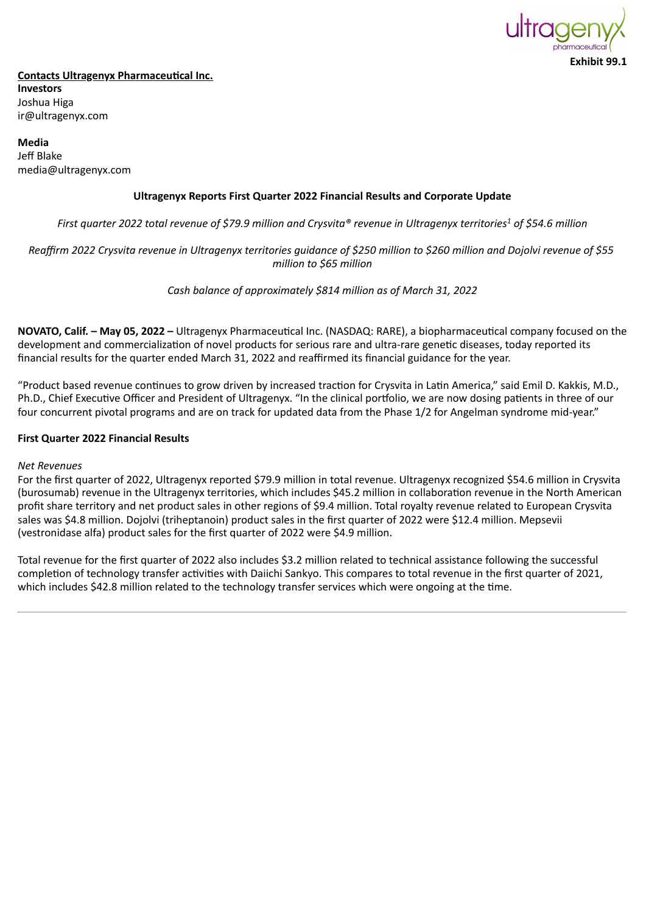**Exhibit 99.1**

**Contacts Ultragenyx Pharmaceutical Inc.**
**Investors**
Joshua Higa
ir@ultragenyx.com

**Media**
Jeff Blake
media@ultragenyx.com

## Ultragenyx Reports First Quarter 2022 Financial Results and Corporate Update

*First quarter 2022 total revenue of $79.9 million and Crysvita® revenue in Ultragenyx territories[1] of $54.6 million*

*Reaffirm 2022 Crysvita revenue in Ultragenyx territories guidance of $250 million to $260 million and Dojolvi revenue of $55 million to $65 million*

*Cash balance of approximately $814 million as of March 31, 2022*

**NOVATO, Calif. – May 05, 2022 –** Ultragenyx Pharmaceutical Inc. (NASDAQ: RARE), a biopharmaceutical company focused on the development and commercialization of novel products for serious rare and ultra-rare genetic diseases, today reported its financial results for the quarter ended March 31, 2022 and reaffirmed its financial guidance for the year.

"Product based revenue continues to grow driven by increased traction for Crysvita in Latin America," said Emil D. Kakkis, M.D., Ph.D., Chief Executive Officer and President of Ultragenyx. "In the clinical portfolio, we are now dosing patients in three of our four concurrent pivotal programs and are on track for updated data from the Phase 1/2 for Angelman syndrome mid-year."

### First Quarter 2022 Financial Results

*Net Revenues*

For the first quarter of 2022, Ultragenyx reported $79.9 million in total revenue. Ultragenyx recognized $54.6 million in Crysvita (burosumab) revenue in the Ultragenyx territories, which includes $45.2 million in collaboration revenue in the North American profit share territory and net product sales in other regions of $9.4 million. Total royalty revenue related to European Crysvita sales was $4.8 million. Dojolvi (triheptanoin) product sales in the first quarter of 2022 were $12.4 million. Mepsevii (vestronidase alfa) product sales for the first quarter of 2022 were $4.9 million.

Total revenue for the first quarter of 2022 also includes $3.2 million related to technical assistance following the successful completion of technology transfer activities with Daiichi Sankyo. This compares to total revenue in the first quarter of 2021, which includes $42.8 million related to the technology transfer services which were ongoing at the time.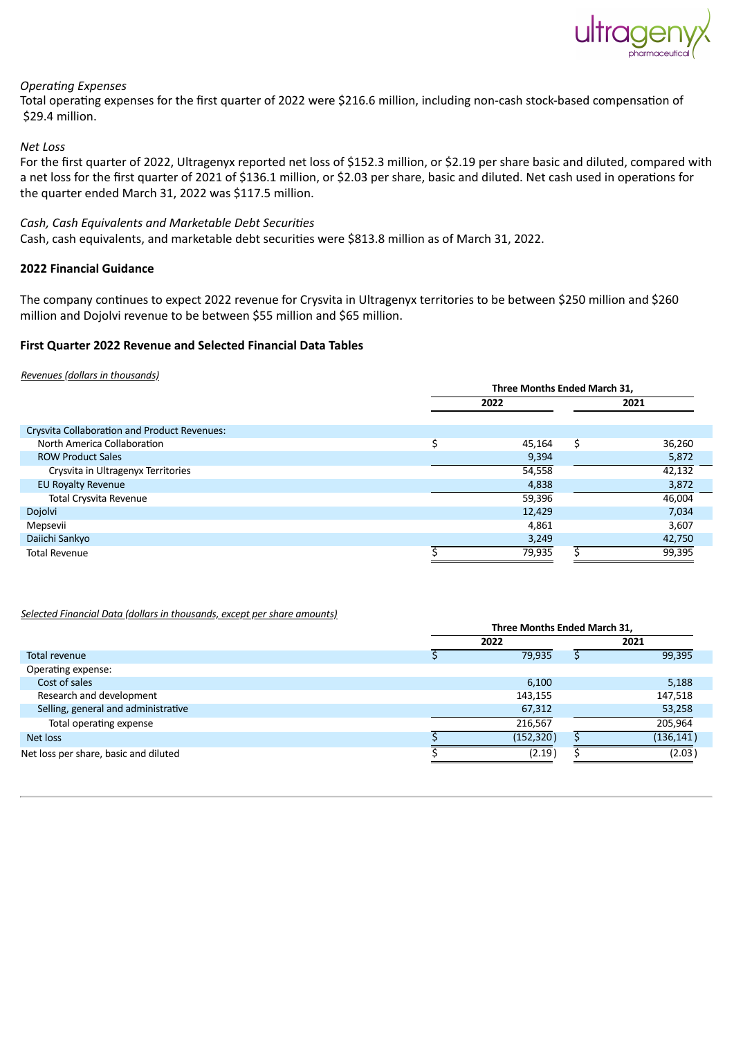*Operating Expenses*

Total operating expenses for the first quarter of 2022 were $216.6 million, including non-cash stock-based compensation of $29.4 million.

*Net Loss*

For the first quarter of 2022, Ultragenyx reported net loss of $152.3 million, or $2.19 per share basic and diluted, compared with a net loss for the first quarter of 2021 of $136.1 million, or $2.03 per share, basic and diluted. Net cash used in operations for the quarter ended March 31, 2022 was $117.5 million.

*Cash, Cash Equivalents and Marketable Debt Securities*

Cash, cash equivalents, and marketable debt securities were $813.8 million as of March 31, 2022.

**2022 Financial Guidance**

The company continues to expect 2022 revenue for Crysvita in Ultragenyx territories to be between $250 million and $260 million and Dojolvi revenue to be between $55 million and $65 million.

**First Quarter 2022 Revenue and Selected Financial Data Tables**

*Revenues (dollars in thousands)*

| | Three Months Ended March 31, | |
|---|---|---|
| | 2022 | 2021 |
| Crysvita Collaboration and Product Revenues: | | |
| North America Collaboration | $ 45,164 | $ 36,260 |
| ROW Product Sales | 9,394 | 5,872 |
| Crysvita in Ultragenyx Territories | 54,558 | 42,132 |
| EU Royalty Revenue | 4,838 | 3,872 |
| Total Crysvita Revenue | 59,396 | 46,004 |
| Dojolvi | 12,429 | 7,034 |
| Mepsevii | 4,861 | 3,607 |
| Daiichi Sankyo | 3,249 | 42,750 |
| Total Revenue | $ 79,935 | $ 99,395 |

*Selected Financial Data (dollars in thousands, except per share amounts)*

| | Three Months Ended March 31, | |
|---|---|---|
| | 2022 | 2021 |
| Total revenue | $ 79,935 | $ 99,395 |
| Operating expense: | | |
| Cost of sales | 6,100 | 5,188 |
| Research and development | 143,155 | 147,518 |
| Selling, general and administrative | 67,312 | 53,258 |
| Total operating expense | 216,567 | 205,964 |
| Net loss | $ (152,320) | $ (136,141) |
| Net loss per share, basic and diluted | $ (2.19) | $ (2.03) |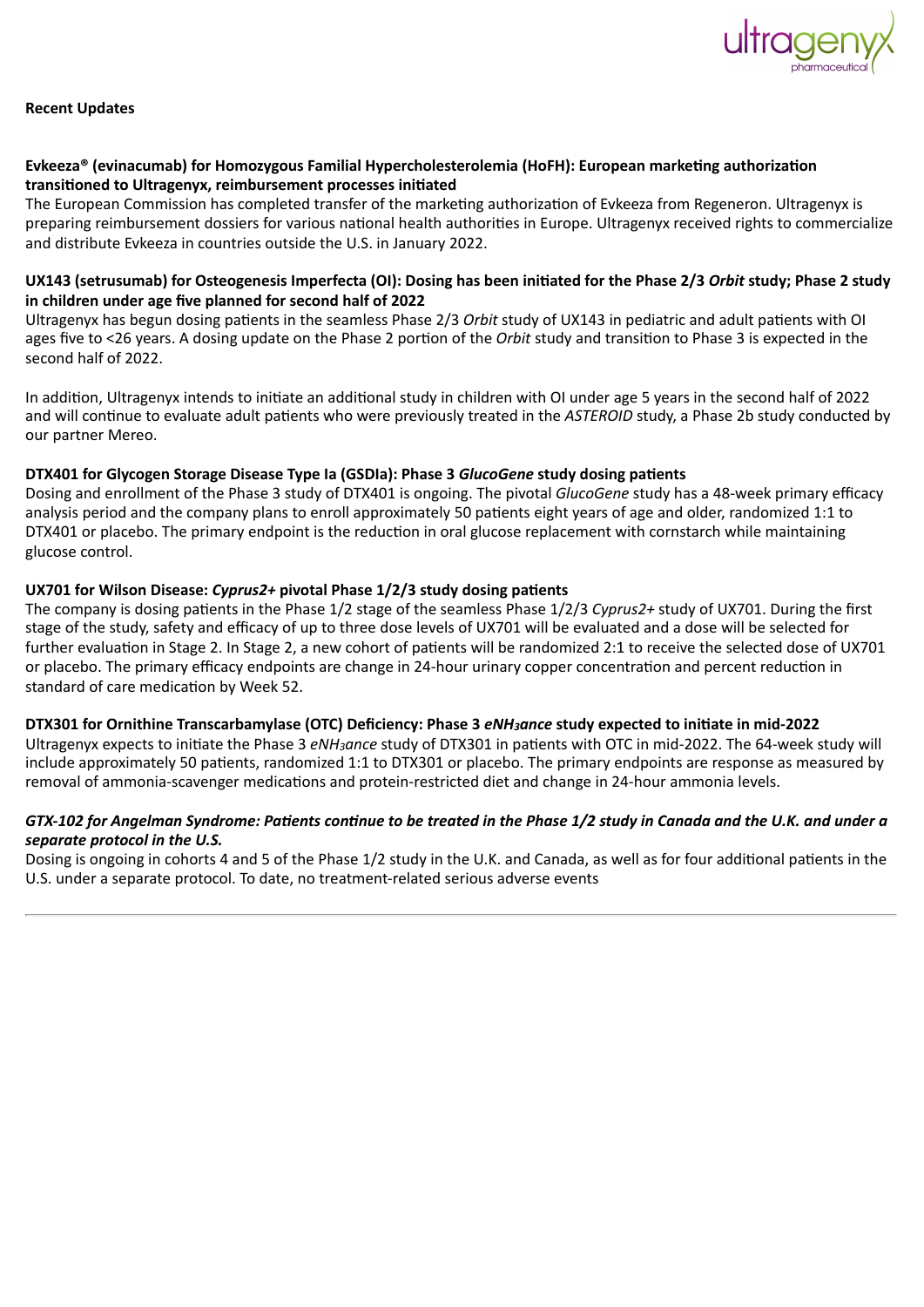**Recent Updates**

**Evkeeza® (evinacumab) for Homozygous Familial Hypercholesterolemia (HoFH): European marketing authorization transitioned to Ultragenyx, reimbursement processes initiated**

The European Commission has completed transfer of the marketing authorization of Evkeeza from Regeneron. Ultragenyx is preparing reimbursement dossiers for various national health authorities in Europe. Ultragenyx received rights to commercialize and distribute Evkeeza in countries outside the U.S. in January 2022.

**UX143 (setrusumab) for Osteogenesis Imperfecta (OI): Dosing has been initiated for the Phase 2/3 *Orbit* study; Phase 2 study in children under age five planned for second half of 2022**

Ultragenyx has begun dosing patients in the seamless Phase 2/3 *Orbit* study of UX143 in pediatric and adult patients with OI ages five to <26 years. A dosing update on the Phase 2 portion of the *Orbit* study and transition to Phase 3 is expected in the second half of 2022.

In addition, Ultragenyx intends to initiate an additional study in children with OI under age 5 years in the second half of 2022 and will continue to evaluate adult patients who were previously treated in the *ASTEROID* study, a Phase 2b study conducted by our partner Mereo.

**DTX401 for Glycogen Storage Disease Type Ia (GSDIa): Phase 3 *GlucoGene* study dosing patients**

Dosing and enrollment of the Phase 3 study of DTX401 is ongoing. The pivotal *GlucoGene* study has a 48-week primary efficacy analysis period and the company plans to enroll approximately 50 patients eight years of age and older, randomized 1:1 to DTX401 or placebo. The primary endpoint is the reduction in oral glucose replacement with cornstarch while maintaining glucose control.

**UX701 for Wilson Disease: *Cyprus2+* pivotal Phase 1/2/3 study dosing patients**

The company is dosing patients in the Phase 1/2 stage of the seamless Phase 1/2/3 *Cyprus2+* study of UX701. During the first stage of the study, safety and efficacy of up to three dose levels of UX701 will be evaluated and a dose will be selected for further evaluation in Stage 2. In Stage 2, a new cohort of patients will be randomized 2:1 to receive the selected dose of UX701 or placebo. The primary efficacy endpoints are change in 24-hour urinary copper concentration and percent reduction in standard of care medication by Week 52.

**DTX301 for Ornithine Transcarbamylase (OTC) Deficiency: Phase 3 *eNH$_3$ance* study expected to initiate in mid-2022**

Ultragenyx expects to initiate the Phase 3 *eNH$_3$ance* study of DTX301 in patients with OTC in mid-2022. The 64-week study will include approximately 50 patients, randomized 1:1 to DTX301 or placebo. The primary endpoints are response as measured by removal of ammonia-scavenger medications and protein-restricted diet and change in 24-hour ammonia levels.

***GTX-102 for Angelman Syndrome: Patients continue to be treated in the Phase 1/2 study in Canada and the U.K. and under a separate protocol in the U.S.***

Dosing is ongoing in cohorts 4 and 5 of the Phase 1/2 study in the U.K. and Canada, as well as for four additional patients in the U.S. under a separate protocol. To date, no treatment-related serious adverse events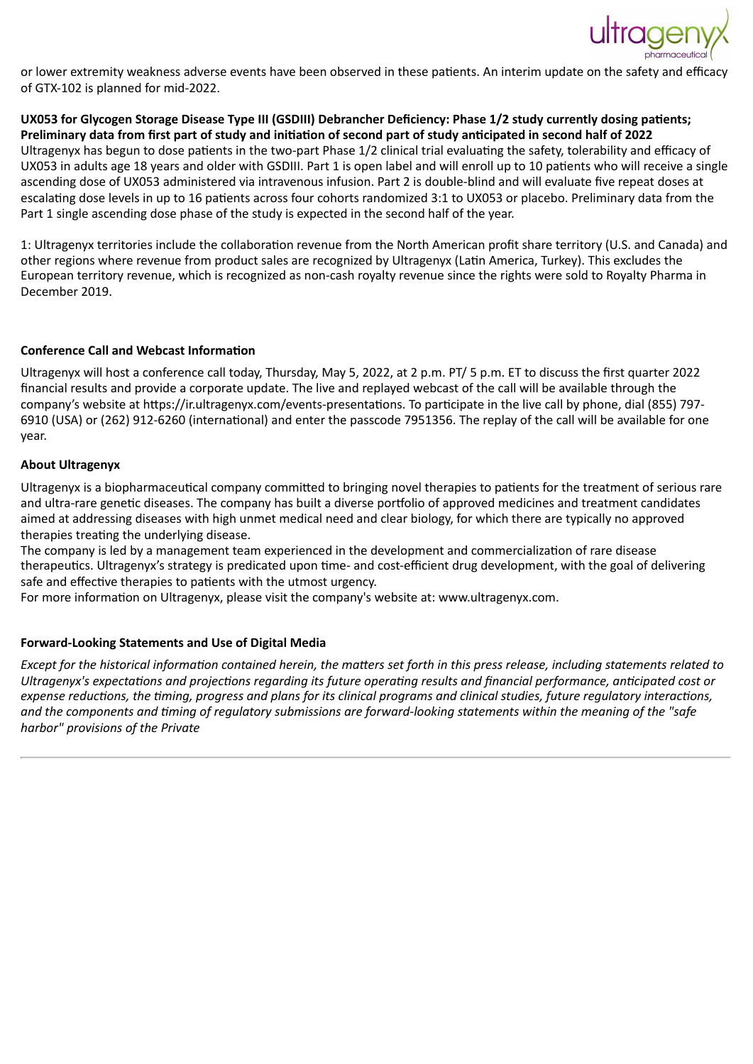or lower extremity weakness adverse events have been observed in these patients. An interim update on the safety and efficacy of GTX-102 is planned for mid-2022.

**UX053 for Glycogen Storage Disease Type III (GSDIII) Debrancher Deficiency: Phase 1/2 study currently dosing patients; Preliminary data from first part of study and initiation of second part of study anticipated in second half of 2022**

Ultragenyx has begun to dose patients in the two-part Phase 1/2 clinical trial evaluating the safety, tolerability and efficacy of UX053 in adults age 18 years and older with GSDIII. Part 1 is open label and will enroll up to 10 patients who will receive a single ascending dose of UX053 administered via intravenous infusion. Part 2 is double-blind and will evaluate five repeat doses at escalating dose levels in up to 16 patients across four cohorts randomized 3:1 to UX053 or placebo. Preliminary data from the Part 1 single ascending dose phase of the study is expected in the second half of the year.

1: Ultragenyx territories include the collaboration revenue from the North American profit share territory (U.S. and Canada) and other regions where revenue from product sales are recognized by Ultragenyx (Latin America, Turkey). This excludes the European territory revenue, which is recognized as non-cash royalty revenue since the rights were sold to Royalty Pharma in December 2019.

**Conference Call and Webcast Information**

Ultragenyx will host a conference call today, Thursday, May 5, 2022, at 2 p.m. PT/ 5 p.m. ET to discuss the first quarter 2022 financial results and provide a corporate update. The live and replayed webcast of the call will be available through the company's website at https://ir.ultragenyx.com/events-presentations. To participate in the live call by phone, dial (855) 797-6910 (USA) or (262) 912-6260 (international) and enter the passcode 7951356. The replay of the call will be available for one year.

**About Ultragenyx**

Ultragenyx is a biopharmaceutical company committed to bringing novel therapies to patients for the treatment of serious rare and ultra-rare genetic diseases. The company has built a diverse portfolio of approved medicines and treatment candidates aimed at addressing diseases with high unmet medical need and clear biology, for which there are typically no approved therapies treating the underlying disease.

The company is led by a management team experienced in the development and commercialization of rare disease therapeutics. Ultragenyx's strategy is predicated upon time- and cost-efficient drug development, with the goal of delivering safe and effective therapies to patients with the utmost urgency.

For more information on Ultragenyx, please visit the company's website at: www.ultragenyx.com.

**Forward-Looking Statements and Use of Digital Media**

*Except for the historical information contained herein, the matters set forth in this press release, including statements related to Ultragenyx's expectations and projections regarding its future operating results and financial performance, anticipated cost or expense reductions, the timing, progress and plans for its clinical programs and clinical studies, future regulatory interactions, and the components and timing of regulatory submissions are forward-looking statements within the meaning of the "safe harbor" provisions of the Private*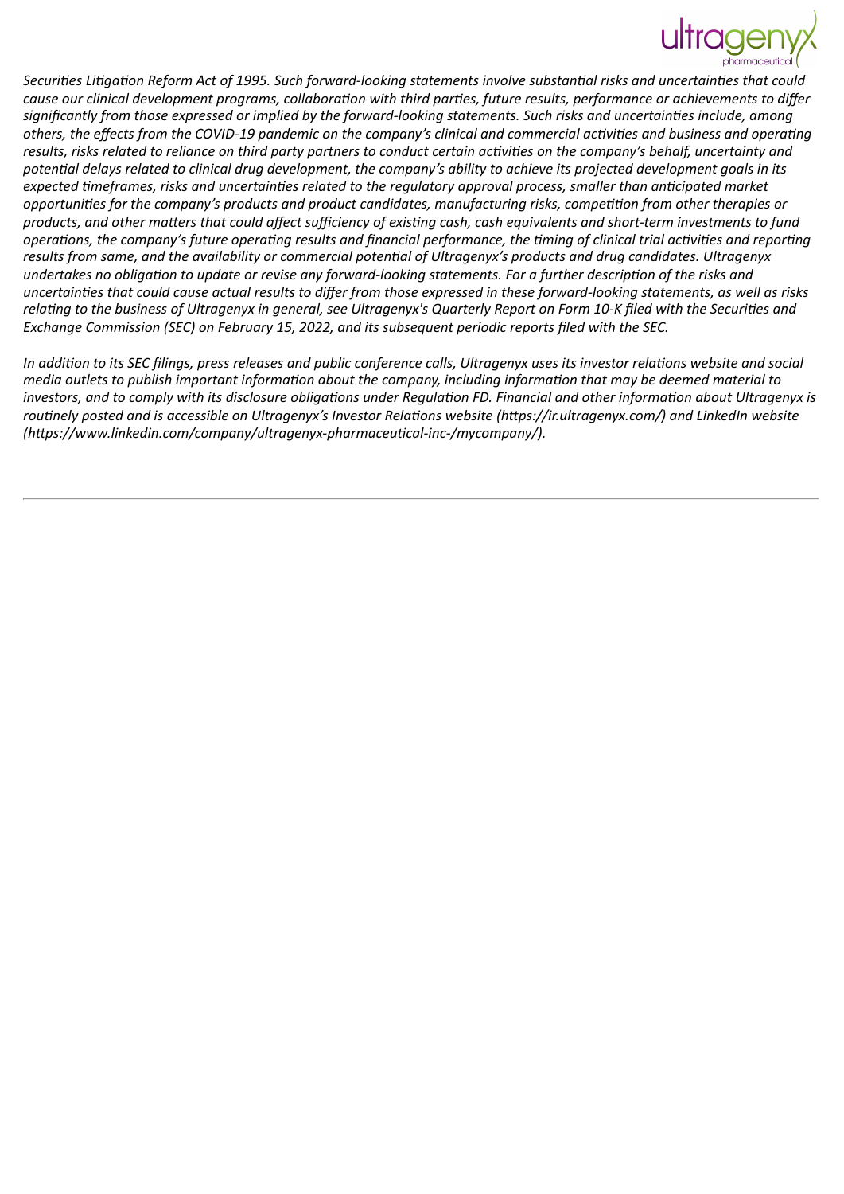*Securities Litigation Reform Act of 1995. Such forward-looking statements involve substantial risks and uncertainties that could cause our clinical development programs, collaboration with third parties, future results, performance or achievements to differ significantly from those expressed or implied by the forward-looking statements. Such risks and uncertainties include, among others, the effects from the COVID-19 pandemic on the company's clinical and commercial activities and business and operating results, risks related to reliance on third party partners to conduct certain activities on the company's behalf, uncertainty and potential delays related to clinical drug development, the company's ability to achieve its projected development goals in its expected timeframes, risks and uncertainties related to the regulatory approval process, smaller than anticipated market opportunities for the company's products and product candidates, manufacturing risks, competition from other therapies or products, and other matters that could affect sufficiency of existing cash, cash equivalents and short-term investments to fund operations, the company's future operating results and financial performance, the timing of clinical trial activities and reporting results from same, and the availability or commercial potential of Ultragenyx's products and drug candidates. Ultragenyx undertakes no obligation to update or revise any forward-looking statements. For a further description of the risks and uncertainties that could cause actual results to differ from those expressed in these forward-looking statements, as well as risks relating to the business of Ultragenyx in general, see Ultragenyx's Quarterly Report on Form 10-K filed with the Securities and Exchange Commission (SEC) on February 15, 2022, and its subsequent periodic reports filed with the SEC.*

*In addition to its SEC filings, press releases and public conference calls, Ultragenyx uses its investor relations website and social media outlets to publish important information about the company, including information that may be deemed material to investors, and to comply with its disclosure obligations under Regulation FD. Financial and other information about Ultragenyx is routinely posted and is accessible on Ultragenyx's Investor Relations website (https://ir.ultragenyx.com/) and LinkedIn website (https://www.linkedin.com/company/ultragenyx-pharmaceutical-inc-/mycompany/).*

---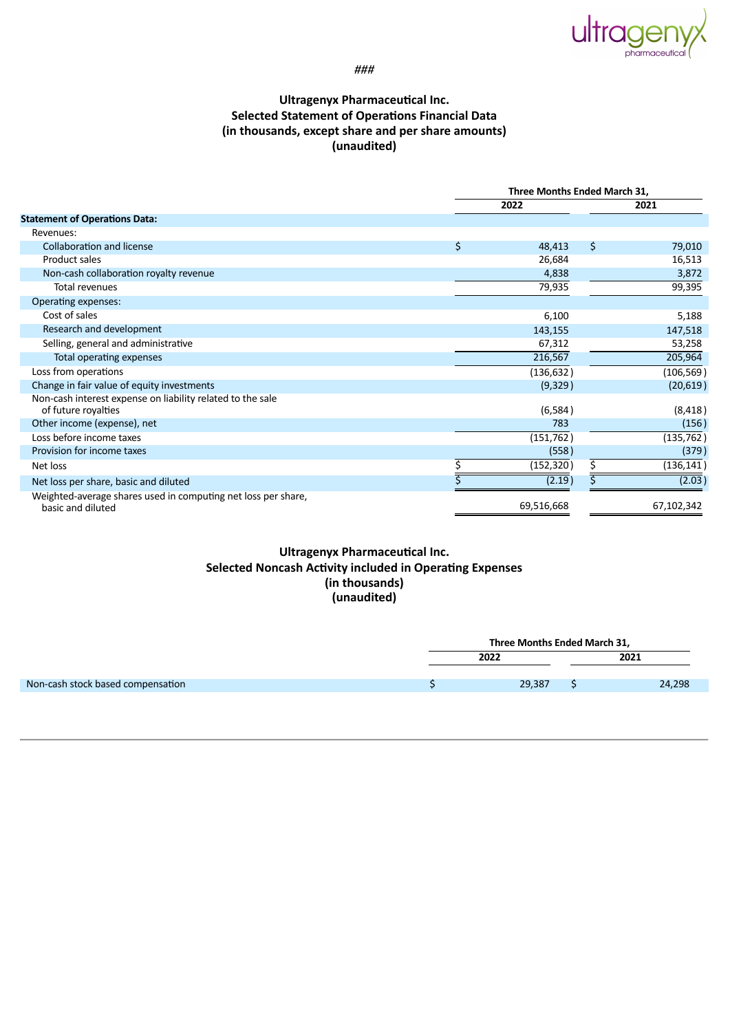###

## Ultragenyx Pharmaceutical Inc.
## Selected Statement of Operations Financial Data
## (in thousands, except share and per share amounts)
## (unaudited)

| | Three Months Ended March 31, | |
|---|---|---|
| | 2022 | 2021 |
| **Statement of Operations Data:** | | |
| Revenues: | | |
| Collaboration and license | $ 48,413 | $ 79,010 |
| Product sales | 26,684 | 16,513 |
| Non-cash collaboration royalty revenue | 4,838 | 3,872 |
| Total revenues | 79,935 | 99,395 |
| Operating expenses: | | |
| Cost of sales | 6,100 | 5,188 |
| Research and development | 143,155 | 147,518 |
| Selling, general and administrative | 67,312 | 53,258 |
| Total operating expenses | 216,567 | 205,964 |
| Loss from operations | (136,632) | (106,569) |
| Change in fair value of equity investments | (9,329) | (20,619) |
| Non-cash interest expense on liability related to the sale of future royalties | (6,584) | (8,418) |
| Other income (expense), net | 783 | (156) |
| Loss before income taxes | (151,762) | (135,762) |
| Provision for income taxes | (558) | (379) |
| Net loss | $ (152,320) | $ (136,141) |
| Net loss per share, basic and diluted | $ (2.19) | $ (2.03) |
| Weighted-average shares used in computing net loss per share, basic and diluted | 69,516,668 | 67,102,342 |

## Ultragenyx Pharmaceutical Inc.
## Selected Noncash Activity included in Operating Expenses
## (in thousands)
## (unaudited)

| | Three Months Ended March 31, | |
|---|---|---|
| | 2022 | 2021 |
| Non-cash stock based compensation | $ 29,387 | $ 24,298 |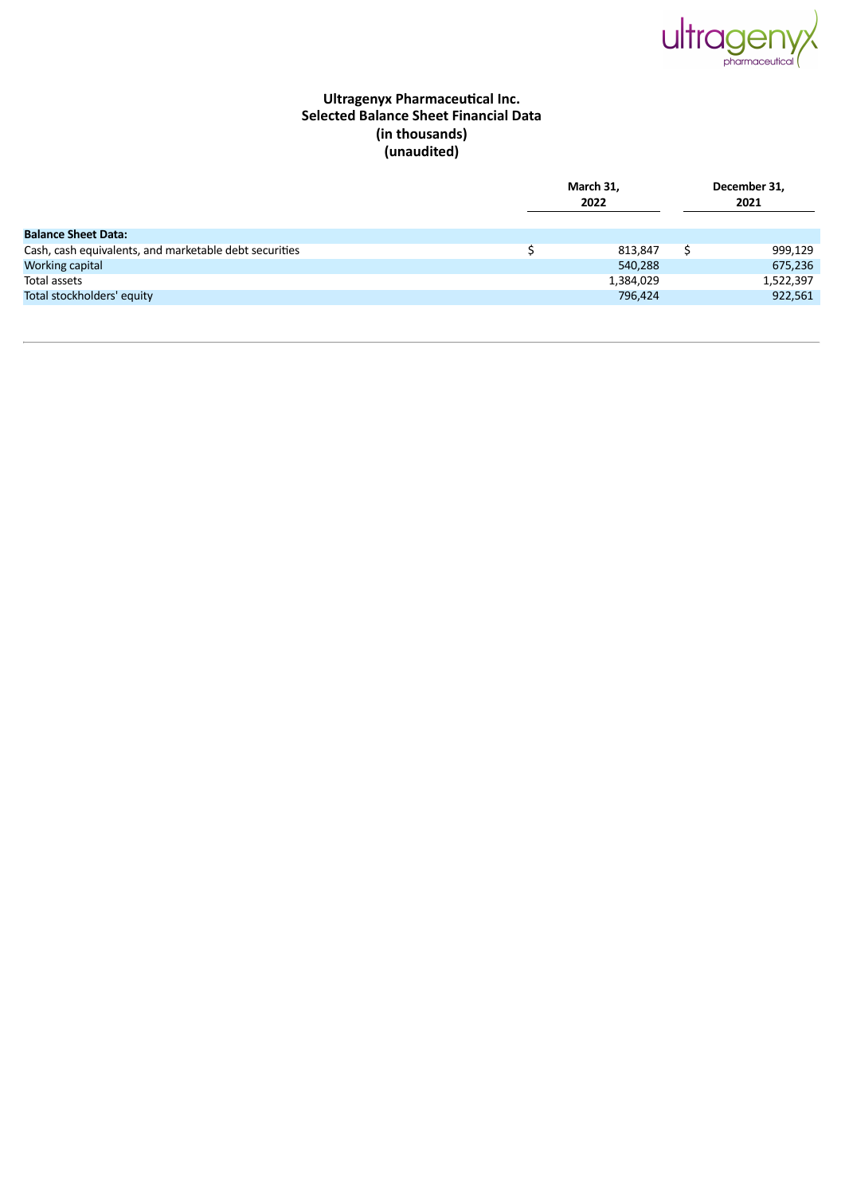**Ultragenyx Pharmaceutical Inc.**
**Selected Balance Sheet Financial Data**
**(in thousands)**
**(unaudited)**

| | March 31, 2022 | December 31, 2021 |
|---|---|---|
| **Balance Sheet Data:** | | |
| Cash, cash equivalents, and marketable debt securities | $ 813,847 | $ 999,129 |
| Working capital | 540,288 | 675,236 |
| Total assets | 1,384,029 | 1,522,397 |
| Total stockholders' equity | 796,424 | 922,561 |